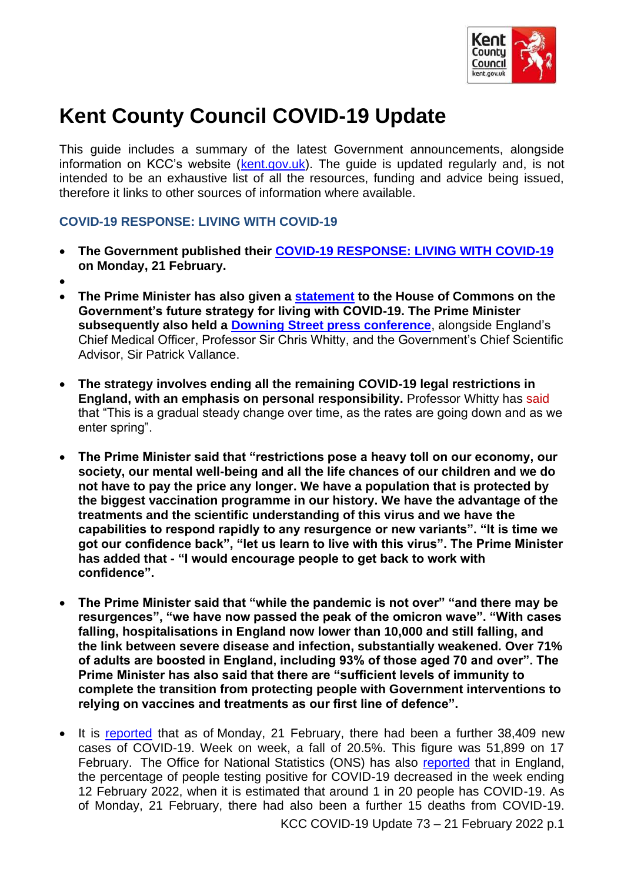# Kent County Council COVID-19 Update

This guide includes a summary of the latest Government announcements, alongside information on KCC's website (kent.gov.uk). The guide is updated regularly and, is not intended to be an exhaustive list of all the resources, funding and advice being issued, therefore it links to other sources of information where available.

## COVID-19 RESPONSE: LIVING WITH COVID-19

- **The Government published their COVID-19 RESPONSE: LIVING WITH COVID-19 on Monday, 21 February.**
- 
- **The Prime Minister has also given a statement to the House of Commons on the Government's future strategy for living with COVID-19. The Prime Minister subsequently also held a Downing Street press conference**, alongside England's Chief Medical Officer, Professor Sir Chris Whitty, and the Government's Chief Scientific Advisor, Sir Patrick Vallance.

- **The strategy involves ending all the remaining COVID-19 legal restrictions in England, with an emphasis on personal responsibility.** Professor Whitty has said that "This is a gradual steady change over time, as the rates are going down and as we enter spring".

- **The Prime Minister said that "restrictions pose a heavy toll on our economy, our society, our mental well-being and all the life chances of our children and we do not have to pay the price any longer. We have a population that is protected by the biggest vaccination programme in our history. We have the advantage of the treatments and the scientific understanding of this virus and we have the capabilities to respond rapidly to any resurgence or new variants". "It is time we got our confidence back", "let us learn to live with this virus". The Prime Minister has added that - "I would encourage people to get back to work with confidence".**

- **The Prime Minister said that "while the pandemic is not over" "and there may be resurgences", "we have now passed the peak of the omicron wave". "With cases falling, hospitalisations in England now lower than 10,000 and still falling, and the link between severe disease and infection, substantially weakened. Over 71% of adults are boosted in England, including 93% of those aged 70 and over". The Prime Minister has also said that there are "sufficient levels of immunity to complete the transition from protecting people with Government interventions to relying on vaccines and treatments as our first line of defence".**

- It is reported that as of Monday, 21 February, there had been a further 38,409 new cases of COVID-19. Week on week, a fall of 20.5%. This figure was 51,899 on 17 February. The Office for National Statistics (ONS) has also reported that in England, the percentage of people testing positive for COVID-19 decreased in the week ending 12 February 2022, when it is estimated that around 1 in 20 people has COVID-19. As of Monday, 21 February, there had also been a further 15 deaths from COVID-19.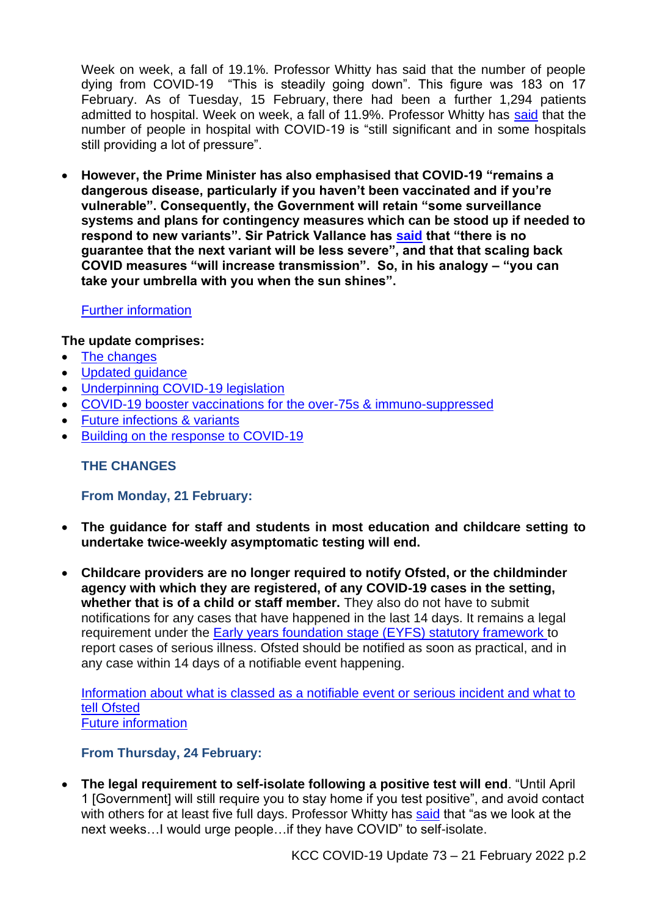Week on week, a fall of 19.1%. Professor Whitty has said that the number of people dying from COVID-19 "This is steadily going down". This figure was 183 on 17 February. As of Tuesday, 15 February, there had been a further 1,294 patients admitted to hospital. Week on week, a fall of 11.9%. Professor Whitty has said that the number of people in hospital with COVID-19 is "still significant and in some hospitals still providing a lot of pressure".

- **However, the Prime Minister has also emphasised that COVID-19 "remains a dangerous disease, particularly if you haven't been vaccinated and if you're vulnerable". Consequently, the Government will retain "some surveillance systems and plans for contingency measures which can be stood up if needed to respond to new variants". Sir Patrick Vallance has said that "there is no guarantee that the next variant will be less severe", and that that scaling back COVID measures "will increase transmission". So, in his analogy – "you can take your umbrella with you when the sun shines".**

  Further information

**The update comprises:**

- The changes
- Updated guidance
- Underpinning COVID-19 legislation
- COVID-19 booster vaccinations for the over-75s & immuno-suppressed
- Future infections & variants
- Building on the response to COVID-19

## THE CHANGES

### From Monday, 21 February:

- **The guidance for staff and students in most education and childcare setting to undertake twice-weekly asymptomatic testing will end.**

- **Childcare providers are no longer required to notify Ofsted, or the childminder agency with which they are registered, of any COVID-19 cases in the setting, whether that is of a child or staff member.** They also do not have to submit notifications for any cases that have happened in the last 14 days. It remains a legal requirement under the Early years foundation stage (EYFS) statutory framework to report cases of serious illness. Ofsted should be notified as soon as practical, and in any case within 14 days of a notifiable event happening.

  Information about what is classed as a notifiable event or serious incident and what to tell Ofsted
  Future information

### From Thursday, 24 February:

- **The legal requirement to self-isolate following a positive test will end**. "Until April 1 [Government] will still require you to stay home if you test positive", and avoid contact with others for at least five full days. Professor Whitty has said that "as we look at the next weeks…I would urge people…if they have COVID" to self-isolate.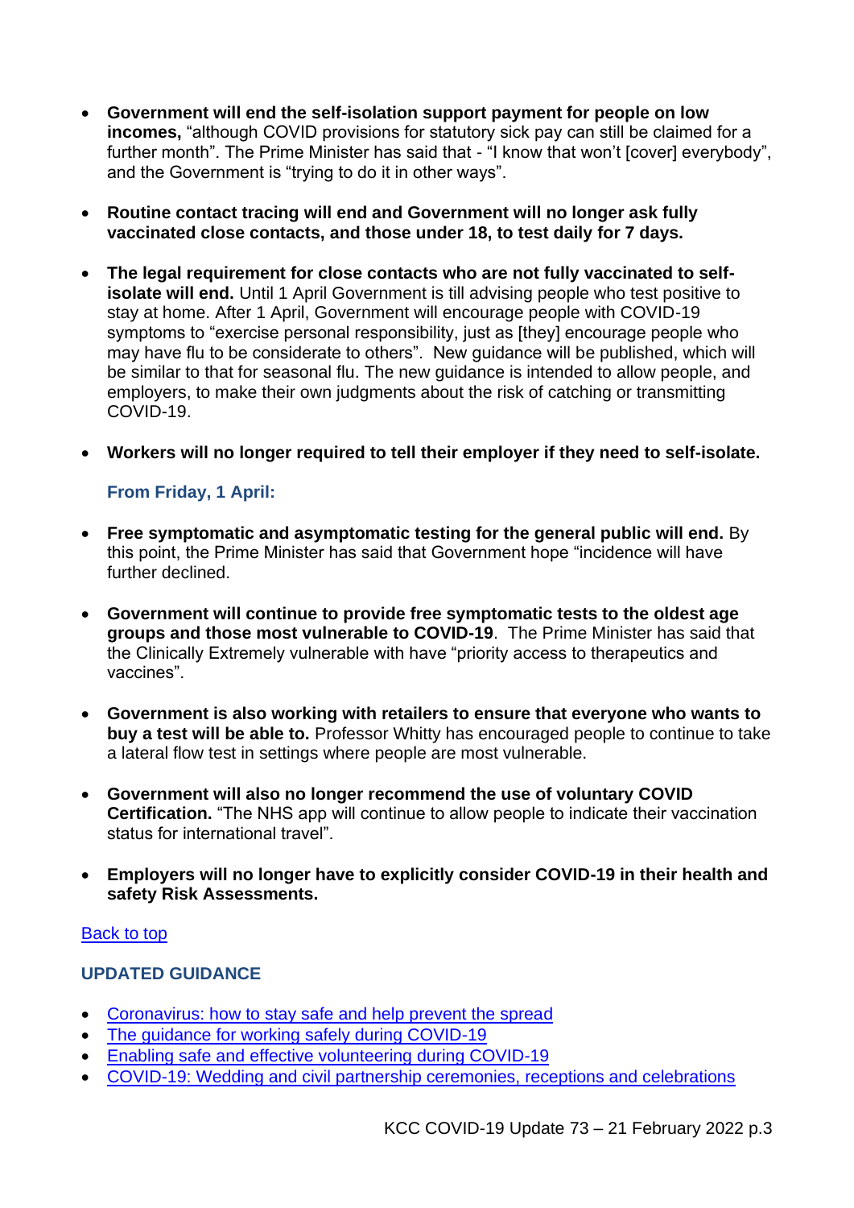- **Government will end the self-isolation support payment for people on low incomes,** "although COVID provisions for statutory sick pay can still be claimed for a further month". The Prime Minister has said that - "I know that won't [cover] everybody", and the Government is "trying to do it in other ways".

- **Routine contact tracing will end and Government will no longer ask fully vaccinated close contacts, and those under 18, to test daily for 7 days.**

- **The legal requirement for close contacts who are not fully vaccinated to self-isolate will end.** Until 1 April Government is till advising people who test positive to stay at home. After 1 April, Government will encourage people with COVID-19 symptoms to "exercise personal responsibility, just as [they] encourage people who may have flu to be considerate to others". New guidance will be published, which will be similar to that for seasonal flu. The new guidance is intended to allow people, and employers, to make their own judgments about the risk of catching or transmitting COVID-19.

- **Workers will no longer required to tell their employer if they need to self-isolate.**

### From Friday, 1 April:

- **Free symptomatic and asymptomatic testing for the general public will end.** By this point, the Prime Minister has said that Government hope "incidence will have further declined.

- **Government will continue to provide free symptomatic tests to the oldest age groups and those most vulnerable to COVID-19**. The Prime Minister has said that the Clinically Extremely vulnerable with have "priority access to therapeutics and vaccines".

- **Government is also working with retailers to ensure that everyone who wants to buy a test will be able to.** Professor Whitty has encouraged people to continue to take a lateral flow test in settings where people are most vulnerable.

- **Government will also no longer recommend the use of voluntary COVID Certification.** "The NHS app will continue to allow people to indicate their vaccination status for international travel".

- **Employers will no longer have to explicitly consider COVID-19 in their health and safety Risk Assessments.**

Back to top

## UPDATED GUIDANCE

- Coronavirus: how to stay safe and help prevent the spread
- The guidance for working safely during COVID-19
- Enabling safe and effective volunteering during COVID-19
- COVID-19: Wedding and civil partnership ceremonies, receptions and celebrations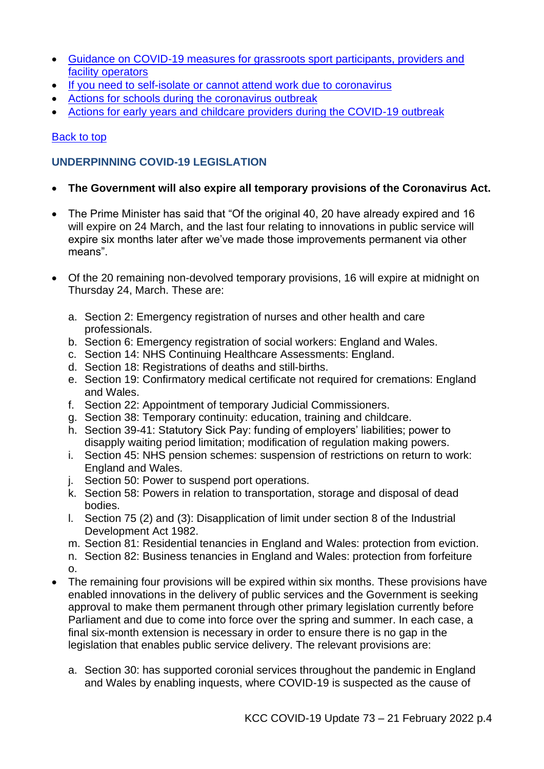- [Guidance on COVID-19 measures for grassroots sport participants, providers and facility operators]()
- [If you need to self-isolate or cannot attend work due to coronavirus]()
- [Actions for schools during the coronavirus outbreak]()
- [Actions for early years and childcare providers during the COVID-19 outbreak]()

[Back to top]()

### UNDERPINNING COVID-19 LEGISLATION

- **The Government will also expire all temporary provisions of the Coronavirus Act.**

- The Prime Minister has said that "Of the original 40, 20 have already expired and 16 will expire on 24 March, and the last four relating to innovations in public service will expire six months later after we've made those improvements permanent via other means".

- Of the 20 remaining non-devolved temporary provisions, 16 will expire at midnight on Thursday 24, March. These are:

  a. Section 2: Emergency registration of nurses and other health and care professionals.
  b. Section 6: Emergency registration of social workers: England and Wales.
  c. Section 14: NHS Continuing Healthcare Assessments: England.
  d. Section 18: Registrations of deaths and still-births.
  e. Section 19: Confirmatory medical certificate not required for cremations: England and Wales.
  f. Section 22: Appointment of temporary Judicial Commissioners.
  g. Section 38: Temporary continuity: education, training and childcare.
  h. Section 39-41: Statutory Sick Pay: funding of employers' liabilities; power to disapply waiting period limitation; modification of regulation making powers.
  i. Section 45: NHS pension schemes: suspension of restrictions on return to work: England and Wales.
  j. Section 50: Power to suspend port operations.
  k. Section 58: Powers in relation to transportation, storage and disposal of dead bodies.
  l. Section 75 (2) and (3): Disapplication of limit under section 8 of the Industrial Development Act 1982.
  m. Section 81: Residential tenancies in England and Wales: protection from eviction.
  n. Section 82: Business tenancies in England and Wales: protection from forfeiture
  o.

- The remaining four provisions will be expired within six months. These provisions have enabled innovations in the delivery of public services and the Government is seeking approval to make them permanent through other primary legislation currently before Parliament and due to come into force over the spring and summer. In each case, a final six-month extension is necessary in order to ensure there is no gap in the legislation that enables public service delivery. The relevant provisions are:

  a. Section 30: has supported coronial services throughout the pandemic in England and Wales by enabling inquests, where COVID-19 is suspected as the cause of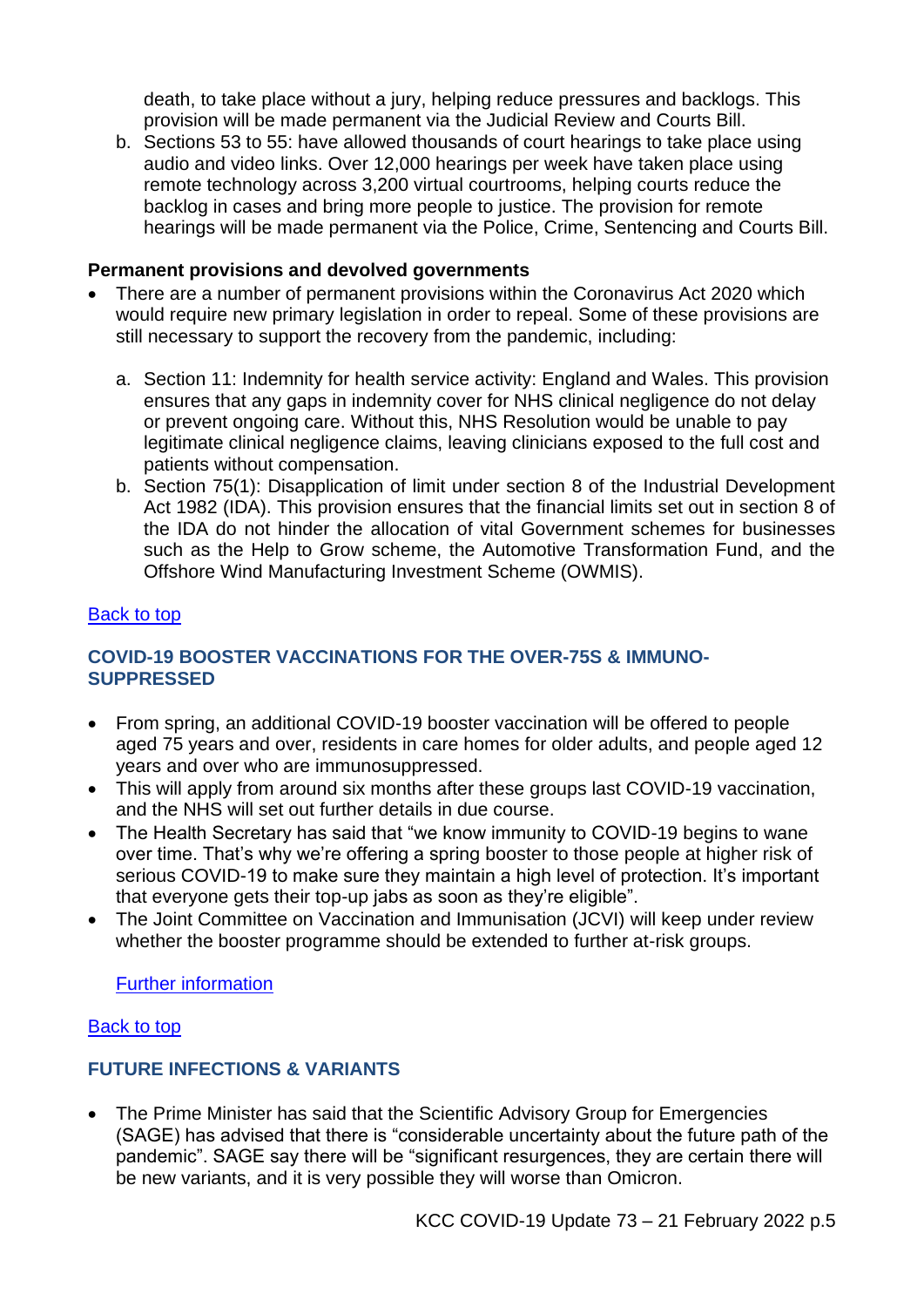death, to take place without a jury, helping reduce pressures and backlogs. This provision will be made permanent via the Judicial Review and Courts Bill.

b. Sections 53 to 55: have allowed thousands of court hearings to take place using audio and video links. Over 12,000 hearings per week have taken place using remote technology across 3,200 virtual courtrooms, helping courts reduce the backlog in cases and bring more people to justice. The provision for remote hearings will be made permanent via the Police, Crime, Sentencing and Courts Bill.

**Permanent provisions and devolved governments**

- There are a number of permanent provisions within the Coronavirus Act 2020 which would require new primary legislation in order to repeal. Some of these provisions are still necessary to support the recovery from the pandemic, including:

  a. Section 11: Indemnity for health service activity: England and Wales. This provision ensures that any gaps in indemnity cover for NHS clinical negligence do not delay or prevent ongoing care. Without this, NHS Resolution would be unable to pay legitimate clinical negligence claims, leaving clinicians exposed to the full cost and patients without compensation.

  b. Section 75(1): Disapplication of limit under section 8 of the Industrial Development Act 1982 (IDA). This provision ensures that the financial limits set out in section 8 of the IDA do not hinder the allocation of vital Government schemes for businesses such as the Help to Grow scheme, the Automotive Transformation Fund, and the Offshore Wind Manufacturing Investment Scheme (OWMIS).

Back to top

## COVID-19 BOOSTER VACCINATIONS FOR THE OVER-75S & IMMUNO-SUPPRESSED

- From spring, an additional COVID-19 booster vaccination will be offered to people aged 75 years and over, residents in care homes for older adults, and people aged 12 years and over who are immunosuppressed.
- This will apply from around six months after these groups last COVID-19 vaccination, and the NHS will set out further details in due course.
- The Health Secretary has said that "we know immunity to COVID-19 begins to wane over time. That's why we're offering a spring booster to those people at higher risk of serious COVID-19 to make sure they maintain a high level of protection. It's important that everyone gets their top-up jabs as soon as they're eligible".
- The Joint Committee on Vaccination and Immunisation (JCVI) will keep under review whether the booster programme should be extended to further at-risk groups.

  Further information

Back to top

## FUTURE INFECTIONS & VARIANTS

- The Prime Minister has said that the Scientific Advisory Group for Emergencies (SAGE) has advised that there is "considerable uncertainty about the future path of the pandemic". SAGE say there will be "significant resurgences, they are certain there will be new variants, and it is very possible they will worse than Omicron.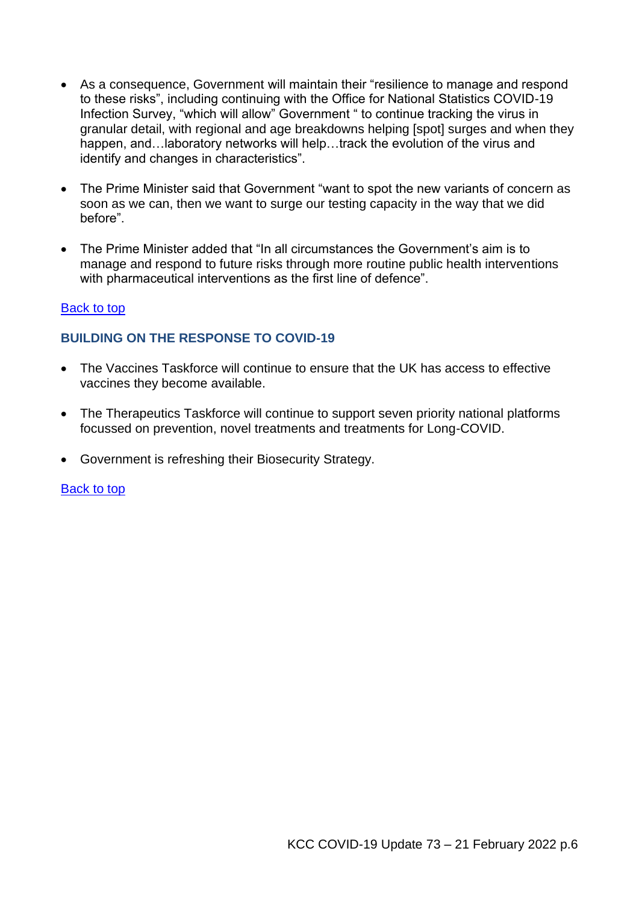- As a consequence, Government will maintain their "resilience to manage and respond to these risks", including continuing with the Office for National Statistics COVID-19 Infection Survey, "which will allow" Government " to continue tracking the virus in granular detail, with regional and age breakdowns helping [spot] surges and when they happen, and…laboratory networks will help…track the evolution of the virus and identify and changes in characteristics".

- The Prime Minister said that Government "want to spot the new variants of concern as soon as we can, then we want to surge our testing capacity in the way that we did before".

- The Prime Minister added that "In all circumstances the Government's aim is to manage and respond to future risks through more routine public health interventions with pharmaceutical interventions as the first line of defence".

Back to top

### BUILDING ON THE RESPONSE TO COVID-19

- The Vaccines Taskforce will continue to ensure that the UK has access to effective vaccines they become available.

- The Therapeutics Taskforce will continue to support seven priority national platforms focussed on prevention, novel treatments and treatments for Long-COVID.

- Government is refreshing their Biosecurity Strategy.

Back to top